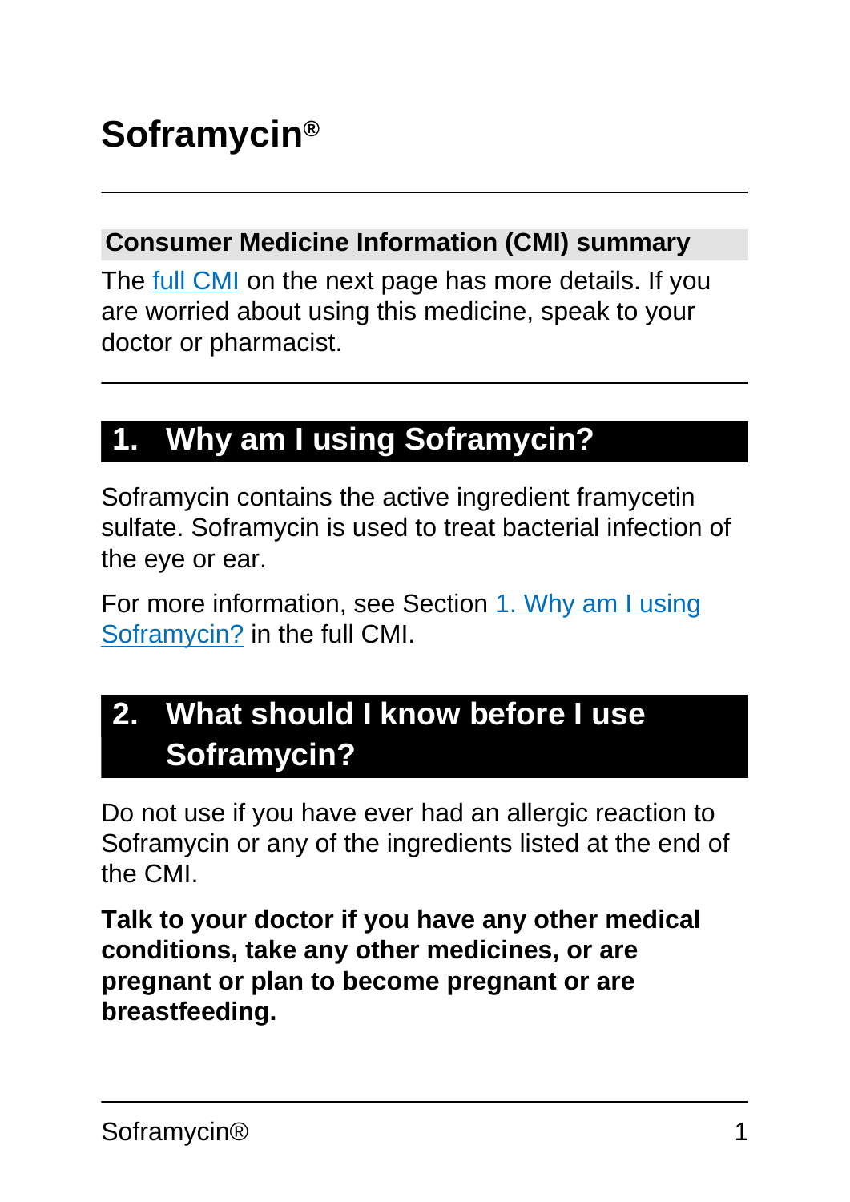# Soframycin®

## Consumer Medicine Information (CMI) summary

The [full CMI] on the next page has more details. If you are worried about using this medicine, speak to your doctor or pharmacist.

## 1. Why am I using Soframycin?

Soframycin contains the active ingredient framycetin sulfate. Soframycin is used to treat bacterial infection of the eye or ear.

For more information, see Section [1. Why am I using Soframycin?] in the full CMI.

## 2. What should I know before I use Soframycin?

Do not use if you have ever had an allergic reaction to Soframycin or any of the ingredients listed at the end of the CMI.

**Talk to your doctor if you have any other medical conditions, take any other medicines, or are pregnant or plan to become pregnant or are breastfeeding.**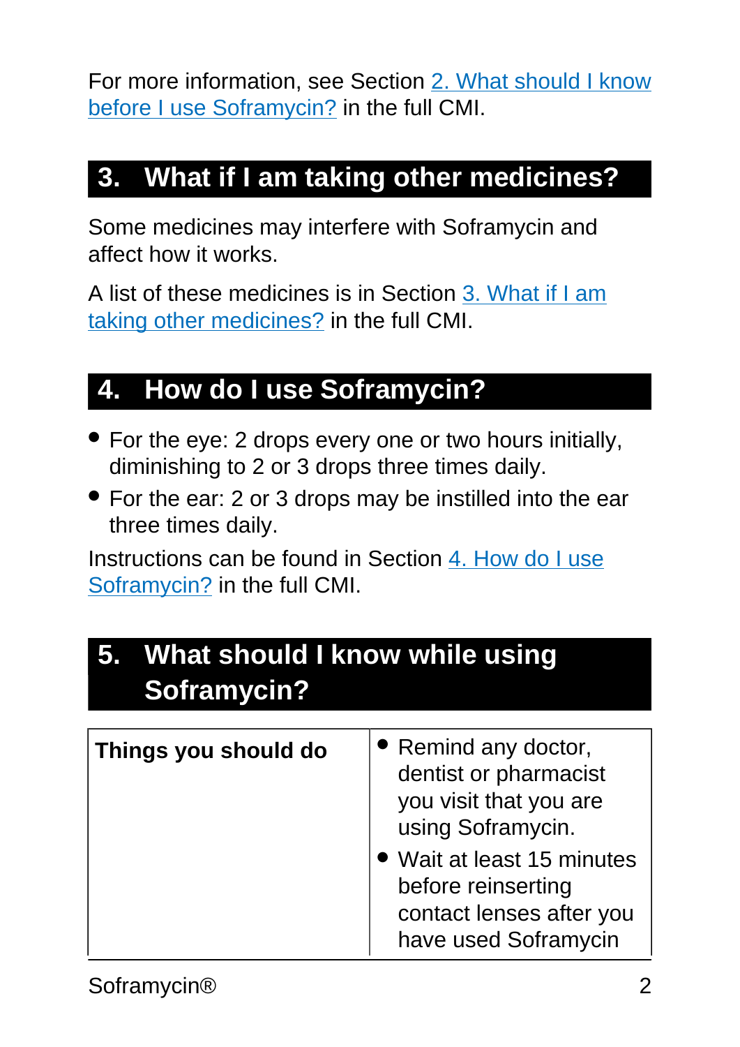For more information, see Section [2. What should I know before I use Soframycin?] in the full CMI.

## 3. What if I am taking other medicines?

Some medicines may interfere with Soframycin and affect how it works.

A list of these medicines is in Section [3. What if I am taking other medicines?] in the full CMI.

## 4. How do I use Soframycin?

- For the eye: 2 drops every one or two hours initially, diminishing to 2 or 3 drops three times daily.
- For the ear: 2 or 3 drops may be instilled into the ear three times daily.

Instructions can be found in Section [4. How do I use Soframycin?] in the full CMI.

## 5. What should I know while using Soframycin?

| **Things you should do** | • Remind any doctor, dentist or pharmacist you visit that you are using Soframycin.<br>• Wait at least 15 minutes before reinserting contact lenses after you have used Soframycin |
|---|---|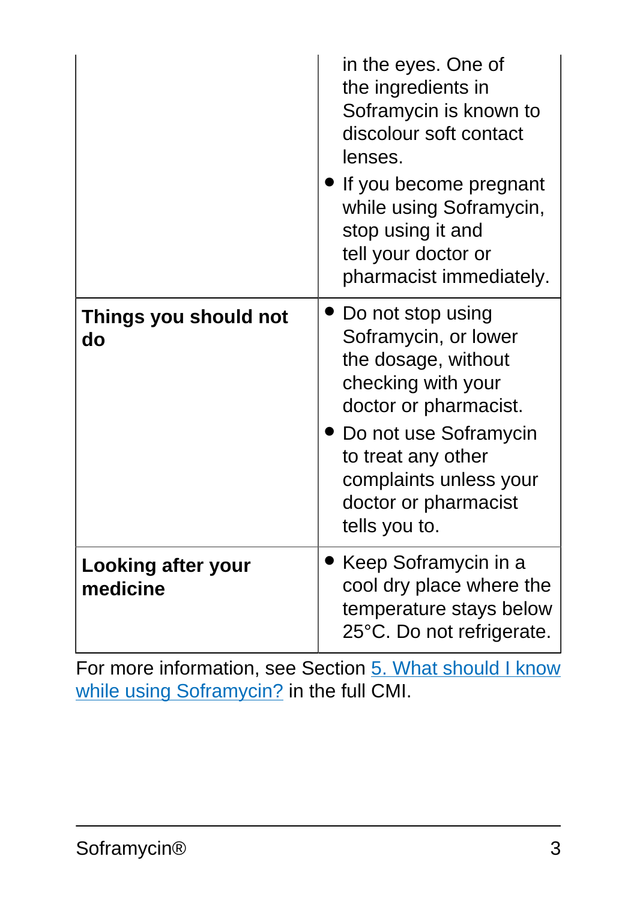| | |
|---|---|
| | in the eyes. One of the ingredients in Soframycin is known to discolour soft contact lenses.<br>• If you become pregnant while using Soframycin, stop using it and tell your doctor or pharmacist immediately. |
| **Things you should not do** | • Do not stop using Soframycin, or lower the dosage, without checking with your doctor or pharmacist.<br>• Do not use Soframycin to treat any other complaints unless your doctor or pharmacist tells you to. |
| **Looking after your medicine** | • Keep Soframycin in a cool dry place where the temperature stays below 25°C. Do not refrigerate. |

For more information, see Section 5. What should I know while using Soframycin? in the full CMI.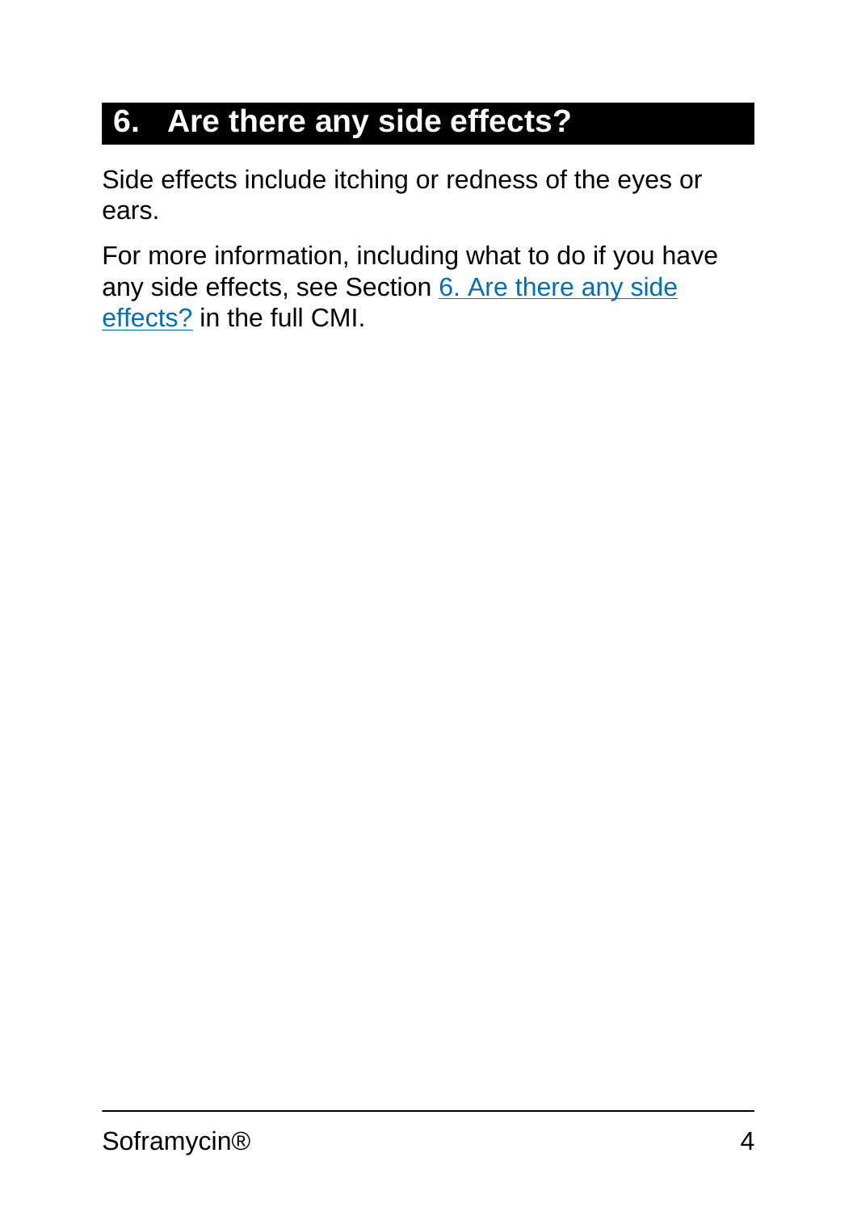## 6. Are there any side effects?

Side effects include itching or redness of the eyes or ears.

For more information, including what to do if you have any side effects, see Section 6. Are there any side effects? in the full CMI.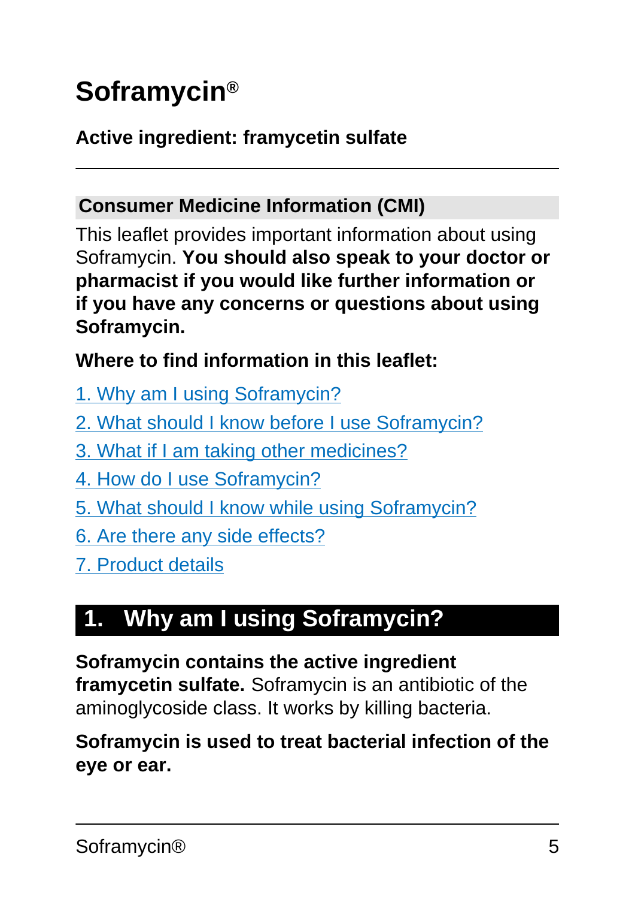# Soframycin®

**Active ingredient: framycetin sulfate**

---

## Consumer Medicine Information (CMI)

This leaflet provides important information about using Soframycin. **You should also speak to your doctor or pharmacist if you would like further information or if you have any concerns or questions about using Soframycin.**

**Where to find information in this leaflet:**

1. Why am I using Soframycin?
2. What should I know before I use Soframycin?
3. What if I am taking other medicines?
4. How do I use Soframycin?
5. What should I know while using Soframycin?
6. Are there any side effects?
7. Product details

## 1. Why am I using Soframycin?

**Soframycin contains the active ingredient framycetin sulfate.** Soframycin is an antibiotic of the aminoglycoside class. It works by killing bacteria.

**Soframycin is used to treat bacterial infection of the eye or ear.**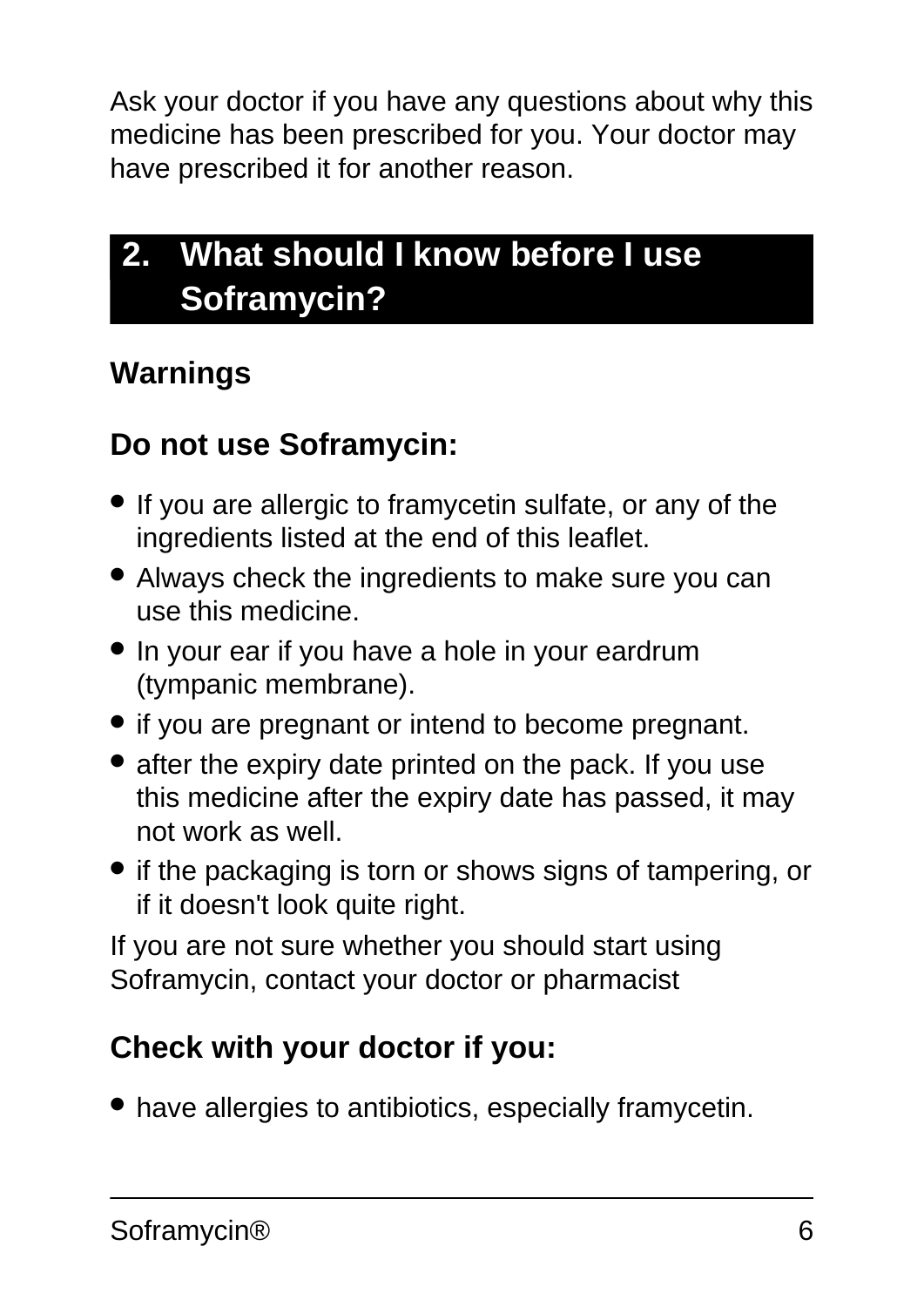Ask your doctor if you have any questions about why this medicine has been prescribed for you. Your doctor may have prescribed it for another reason.

## 2. What should I know before I use Soframycin?

### Warnings

### Do not use Soframycin:

- If you are allergic to framycetin sulfate, or any of the ingredients listed at the end of this leaflet.
- Always check the ingredients to make sure you can use this medicine.
- In your ear if you have a hole in your eardrum (tympanic membrane).
- if you are pregnant or intend to become pregnant.
- after the expiry date printed on the pack. If you use this medicine after the expiry date has passed, it may not work as well.
- if the packaging is torn or shows signs of tampering, or if it doesn't look quite right.

If you are not sure whether you should start using Soframycin, contact your doctor or pharmacist

### Check with your doctor if you:

- have allergies to antibiotics, especially framycetin.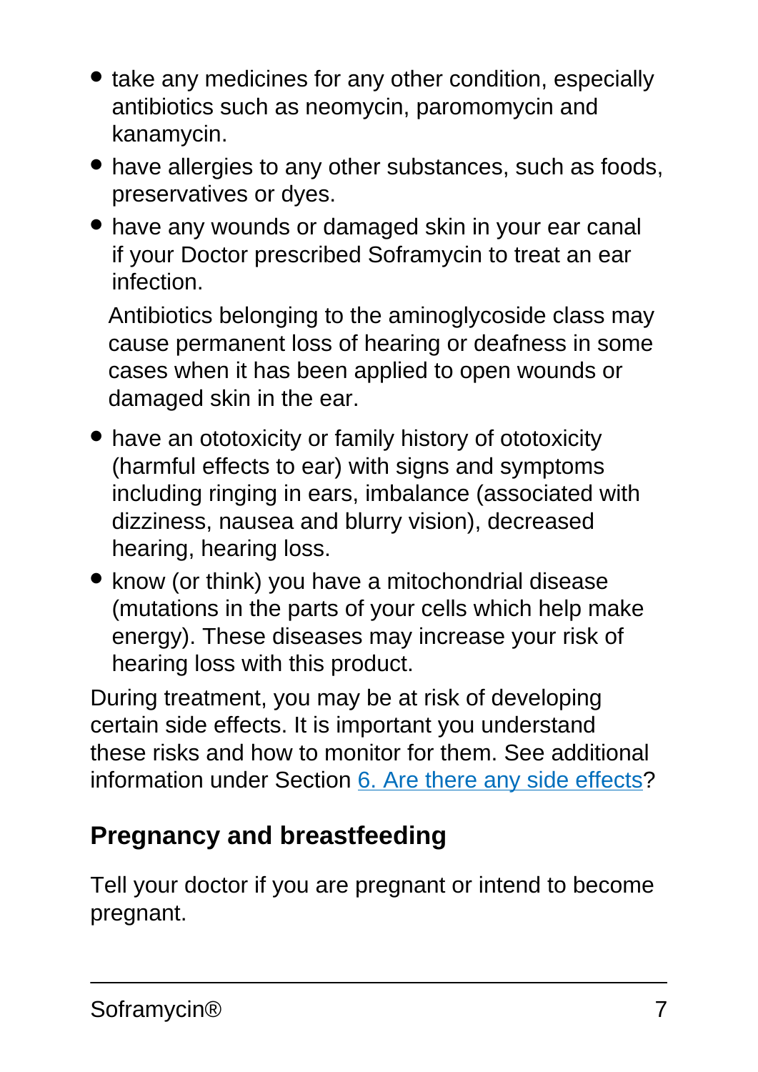- take any medicines for any other condition, especially antibiotics such as neomycin, paromomycin and kanamycin.
- have allergies to any other substances, such as foods, preservatives or dyes.
- have any wounds or damaged skin in your ear canal if your Doctor prescribed Soframycin to treat an ear infection.

  Antibiotics belonging to the aminoglycoside class may cause permanent loss of hearing or deafness in some cases when it has been applied to open wounds or damaged skin in the ear.

- have an ototoxicity or family history of ototoxicity (harmful effects to ear) with signs and symptoms including ringing in ears, imbalance (associated with dizziness, nausea and blurry vision), decreased hearing, hearing loss.
- know (or think) you have a mitochondrial disease (mutations in the parts of your cells which help make energy). These diseases may increase your risk of hearing loss with this product.

During treatment, you may be at risk of developing certain side effects. It is important you understand these risks and how to monitor for them. See additional information under Section 6. Are there any side effects?

## Pregnancy and breastfeeding

Tell your doctor if you are pregnant or intend to become pregnant.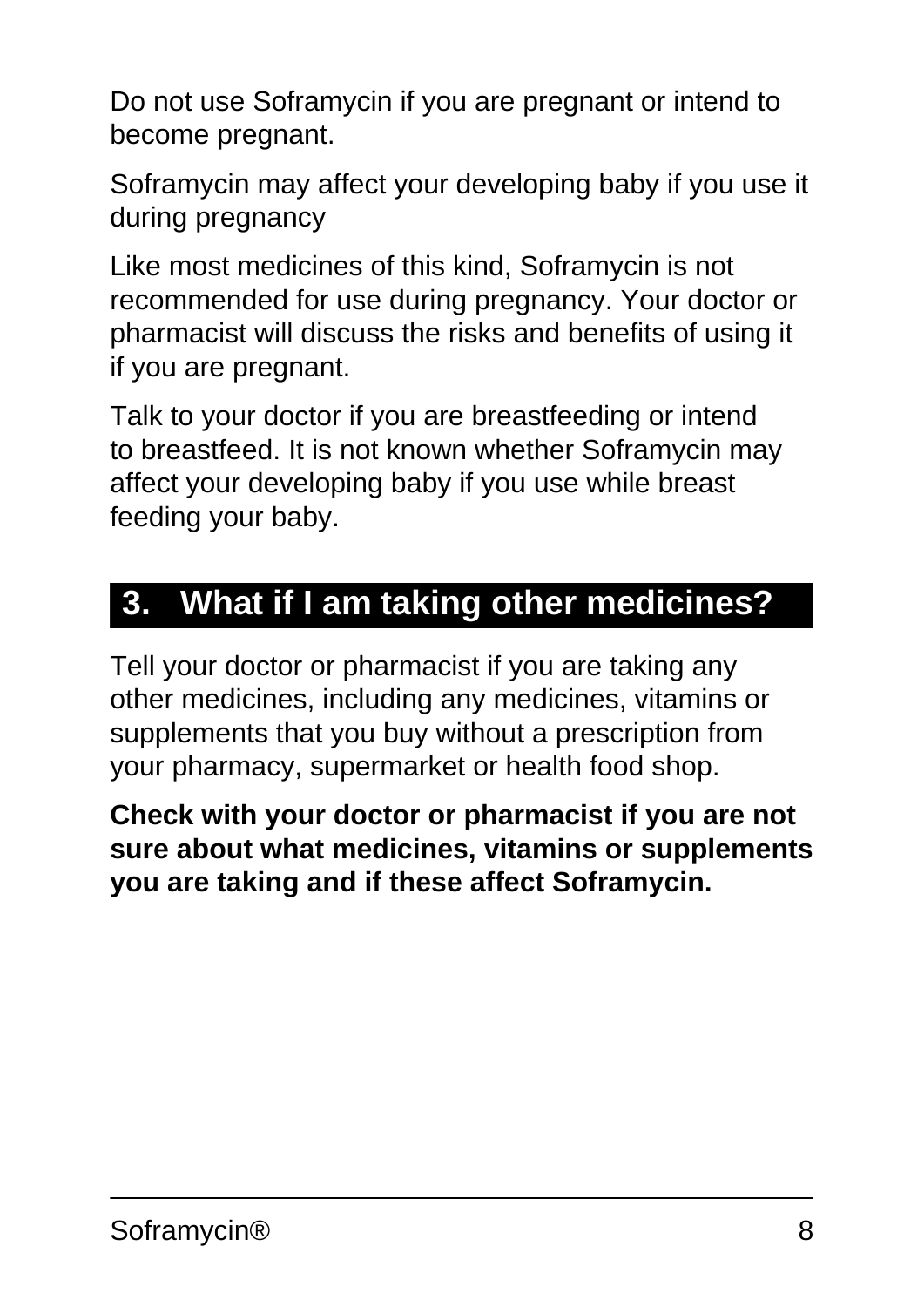Do not use Soframycin if you are pregnant or intend to become pregnant.

Soframycin may affect your developing baby if you use it during pregnancy

Like most medicines of this kind, Soframycin is not recommended for use during pregnancy. Your doctor or pharmacist will discuss the risks and benefits of using it if you are pregnant.

Talk to your doctor if you are breastfeeding or intend to breastfeed. It is not known whether Soframycin may affect your developing baby if you use while breast feeding your baby.

## 3. What if I am taking other medicines?

Tell your doctor or pharmacist if you are taking any other medicines, including any medicines, vitamins or supplements that you buy without a prescription from your pharmacy, supermarket or health food shop.

**Check with your doctor or pharmacist if you are not sure about what medicines, vitamins or supplements you are taking and if these affect Soframycin.**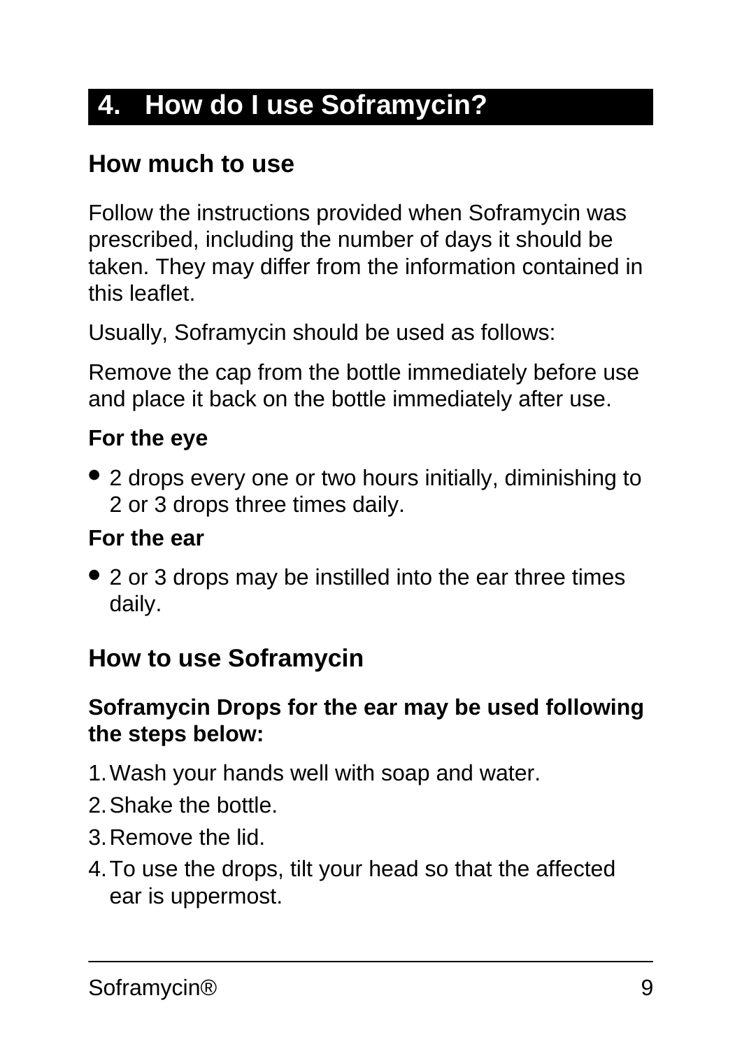# 4. How do I use Soframycin?

## How much to use

Follow the instructions provided when Soframycin was prescribed, including the number of days it should be taken. They may differ from the information contained in this leaflet.

Usually, Soframycin should be used as follows:

Remove the cap from the bottle immediately before use and place it back on the bottle immediately after use.

**For the eye**

- 2 drops every one or two hours initially, diminishing to 2 or 3 drops three times daily.

**For the ear**

- 2 or 3 drops may be instilled into the ear three times daily.

## How to use Soframycin

**Soframycin Drops for the ear may be used following the steps below:**

1. Wash your hands well with soap and water.
2. Shake the bottle.
3. Remove the lid.
4. To use the drops, tilt your head so that the affected ear is uppermost.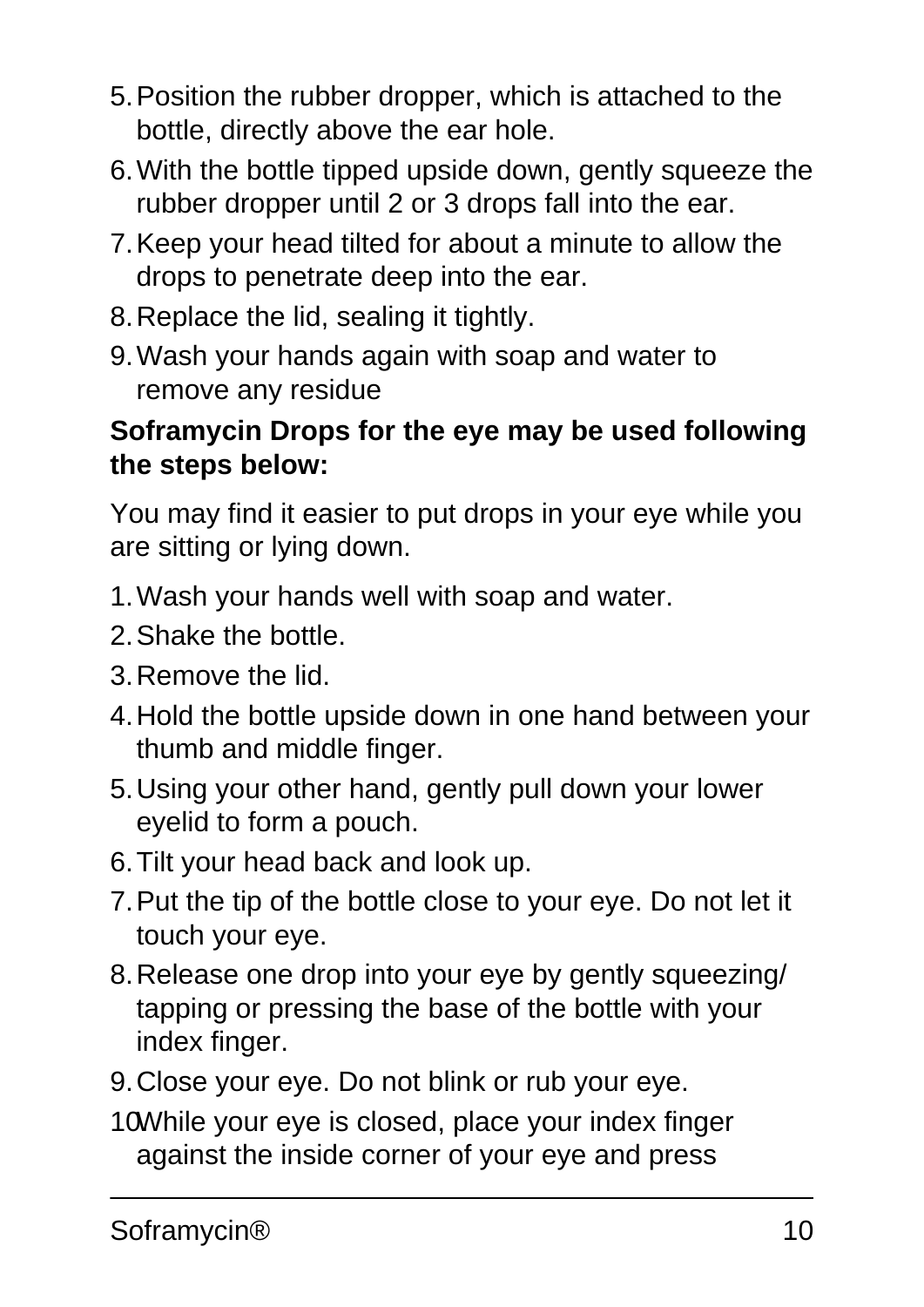5. Position the rubber dropper, which is attached to the bottle, directly above the ear hole.
6. With the bottle tipped upside down, gently squeeze the rubber dropper until 2 or 3 drops fall into the ear.
7. Keep your head tilted for about a minute to allow the drops to penetrate deep into the ear.
8. Replace the lid, sealing it tightly.
9. Wash your hands again with soap and water to remove any residue

**Soframycin Drops for the eye may be used following the steps below:**

You may find it easier to put drops in your eye while you are sitting or lying down.

1. Wash your hands well with soap and water.
2. Shake the bottle.
3. Remove the lid.
4. Hold the bottle upside down in one hand between your thumb and middle finger.
5. Using your other hand, gently pull down your lower eyelid to form a pouch.
6. Tilt your head back and look up.
7. Put the tip of the bottle close to your eye. Do not let it touch your eye.
8. Release one drop into your eye by gently squeezing/ tapping or pressing the base of the bottle with your index finger.
9. Close your eye. Do not blink or rub your eye.
10. While your eye is closed, place your index finger against the inside corner of your eye and press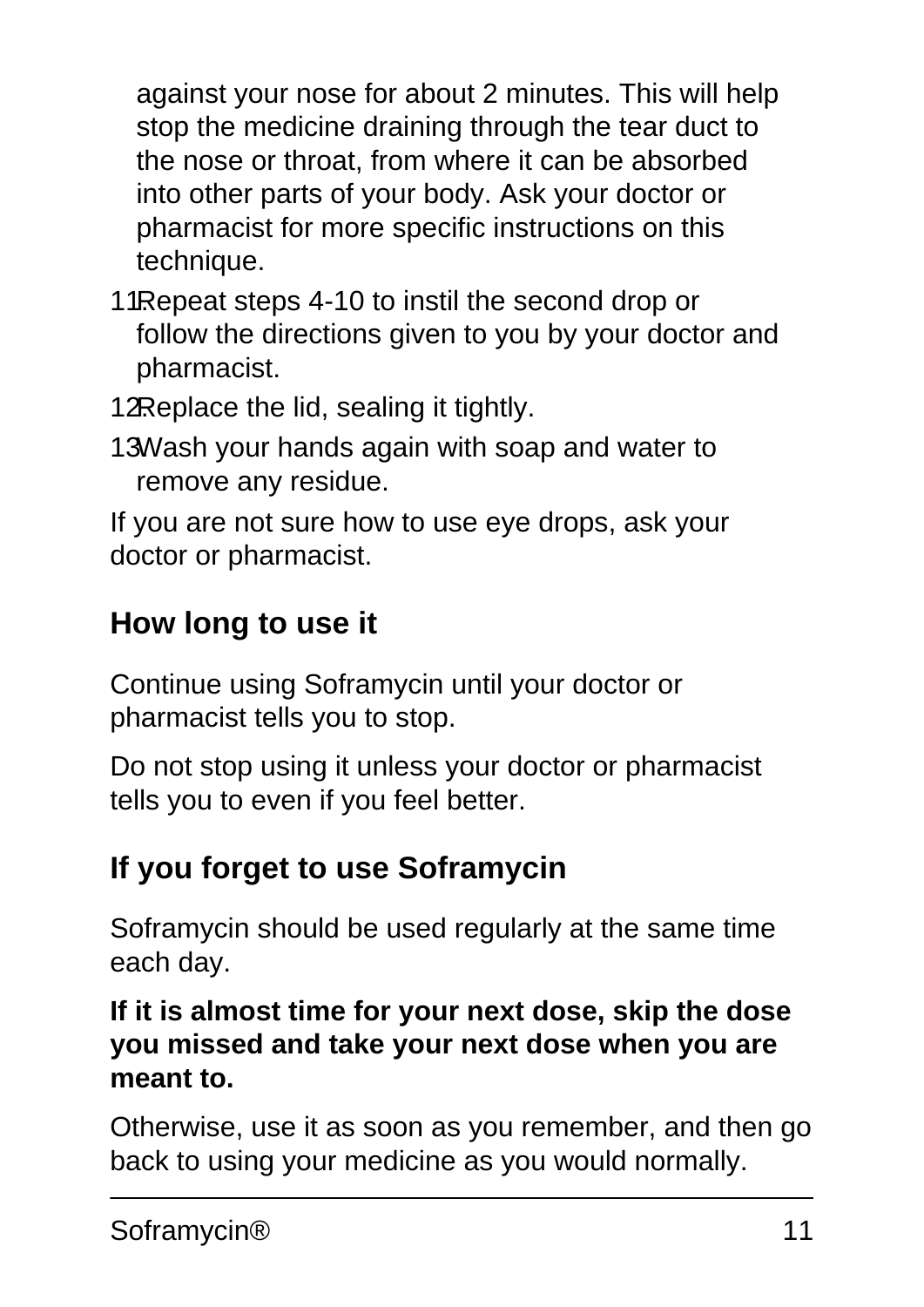against your nose for about 2 minutes. This will help stop the medicine draining through the tear duct to the nose or throat, from where it can be absorbed into other parts of your body. Ask your doctor or pharmacist for more specific instructions on this technique.

11. Repeat steps 4-10 to instil the second drop or follow the directions given to you by your doctor and pharmacist.
12. Replace the lid, sealing it tightly.
13. Wash your hands again with soap and water to remove any residue.

If you are not sure how to use eye drops, ask your doctor or pharmacist.

## How long to use it

Continue using Soframycin until your doctor or pharmacist tells you to stop.

Do not stop using it unless your doctor or pharmacist tells you to even if you feel better.

## If you forget to use Soframycin

Soframycin should be used regularly at the same time each day.

**If it is almost time for your next dose, skip the dose you missed and take your next dose when you are meant to.**

Otherwise, use it as soon as you remember, and then go back to using your medicine as you would normally.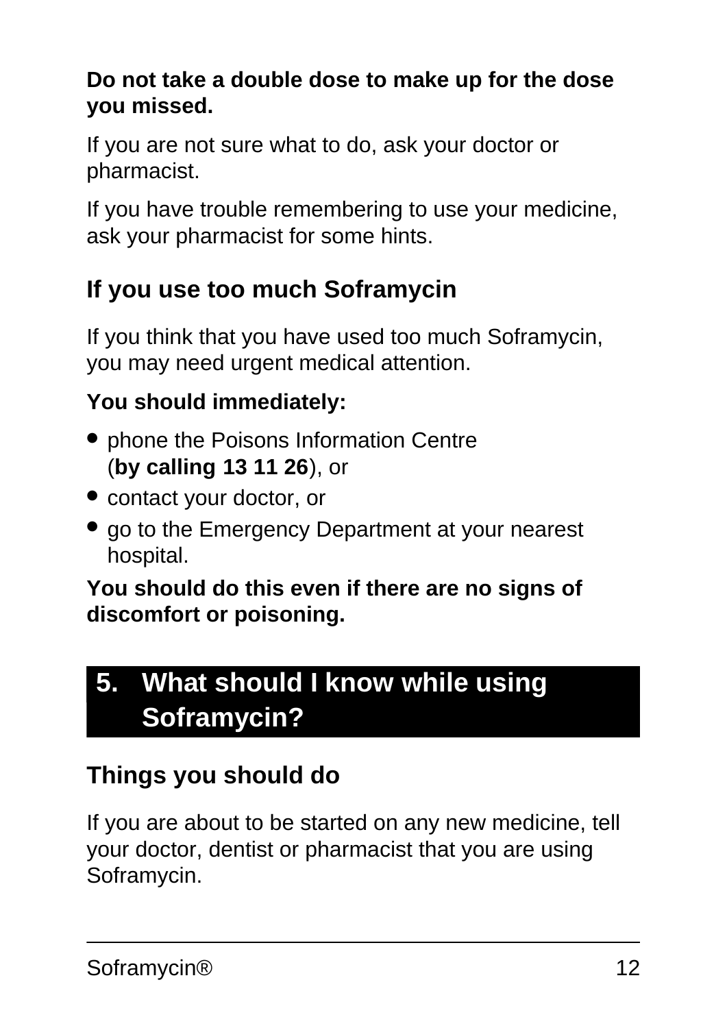**Do not take a double dose to make up for the dose you missed.**

If you are not sure what to do, ask your doctor or pharmacist.

If you have trouble remembering to use your medicine, ask your pharmacist for some hints.

### If you use too much Soframycin

If you think that you have used too much Soframycin, you may need urgent medical attention.

**You should immediately:**

- phone the Poisons Information Centre (**by calling 13 11 26**), or
- contact your doctor, or
- go to the Emergency Department at your nearest hospital.

**You should do this even if there are no signs of discomfort or poisoning.**

## 5. What should I know while using Soframycin?

### Things you should do

If you are about to be started on any new medicine, tell your doctor, dentist or pharmacist that you are using Soframycin.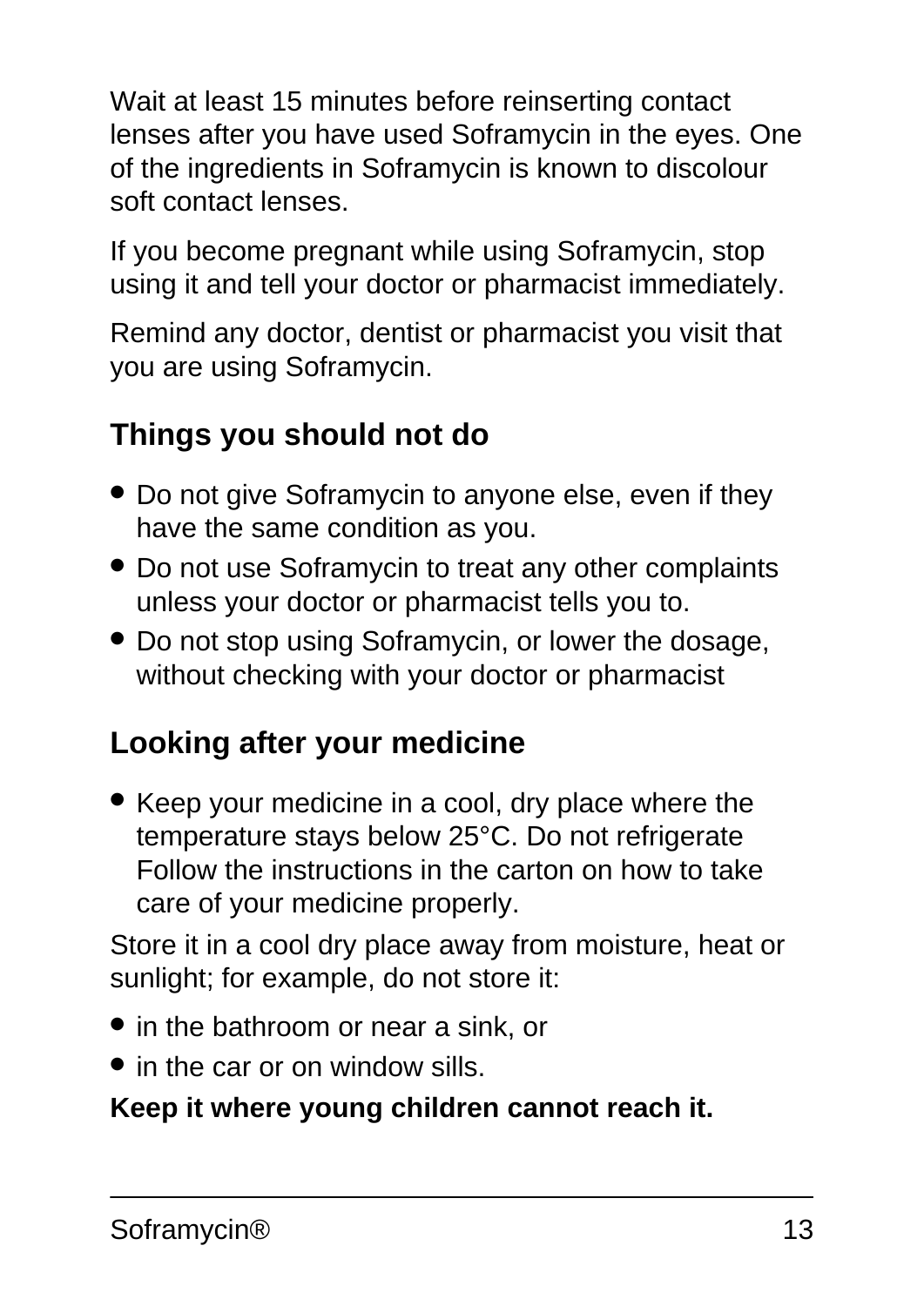Wait at least 15 minutes before reinserting contact lenses after you have used Soframycin in the eyes. One of the ingredients in Soframycin is known to discolour soft contact lenses.

If you become pregnant while using Soframycin, stop using it and tell your doctor or pharmacist immediately.

Remind any doctor, dentist or pharmacist you visit that you are using Soframycin.

## Things you should not do

- Do not give Soframycin to anyone else, even if they have the same condition as you.
- Do not use Soframycin to treat any other complaints unless your doctor or pharmacist tells you to.
- Do not stop using Soframycin, or lower the dosage, without checking with your doctor or pharmacist

## Looking after your medicine

- Keep your medicine in a cool, dry place where the temperature stays below 25°C. Do not refrigerate Follow the instructions in the carton on how to take care of your medicine properly.

Store it in a cool dry place away from moisture, heat or sunlight; for example, do not store it:

- in the bathroom or near a sink, or
- in the car or on window sills.

**Keep it where young children cannot reach it.**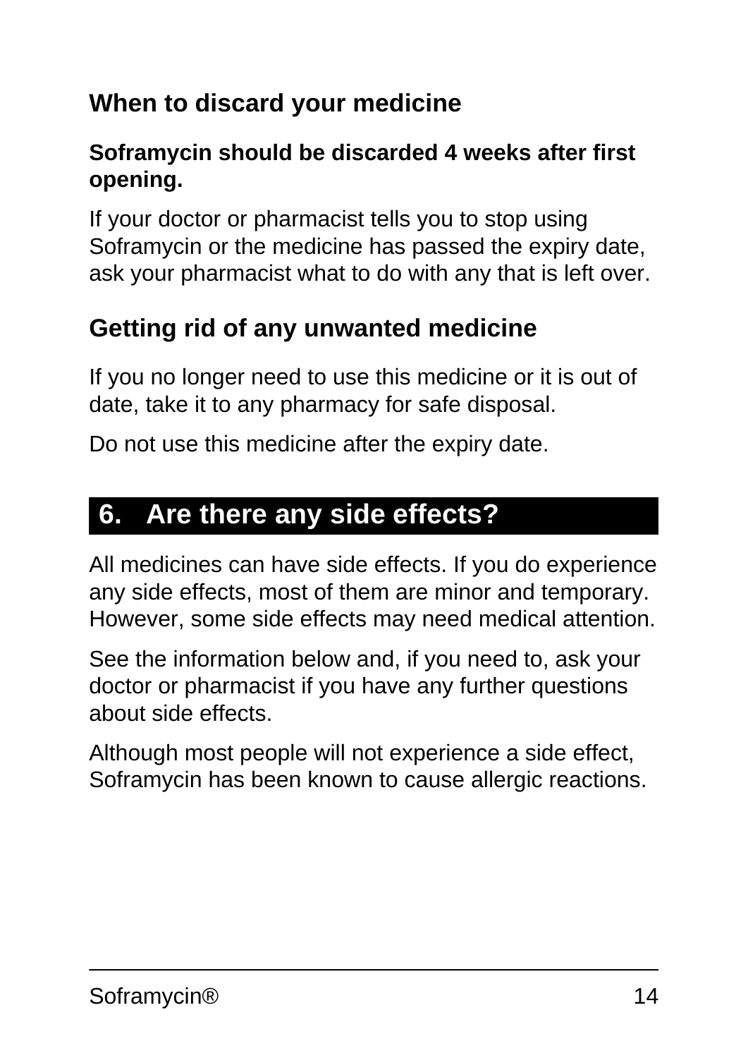### When to discard your medicine

**Soframycin should be discarded 4 weeks after first opening.**

If your doctor or pharmacist tells you to stop using Soframycin or the medicine has passed the expiry date, ask your pharmacist what to do with any that is left over.

### Getting rid of any unwanted medicine

If you no longer need to use this medicine or it is out of date, take it to any pharmacy for safe disposal.

Do not use this medicine after the expiry date.

## 6. Are there any side effects?

All medicines can have side effects. If you do experience any side effects, most of them are minor and temporary. However, some side effects may need medical attention.

See the information below and, if you need to, ask your doctor or pharmacist if you have any further questions about side effects.

Although most people will not experience a side effect, Soframycin has been known to cause allergic reactions.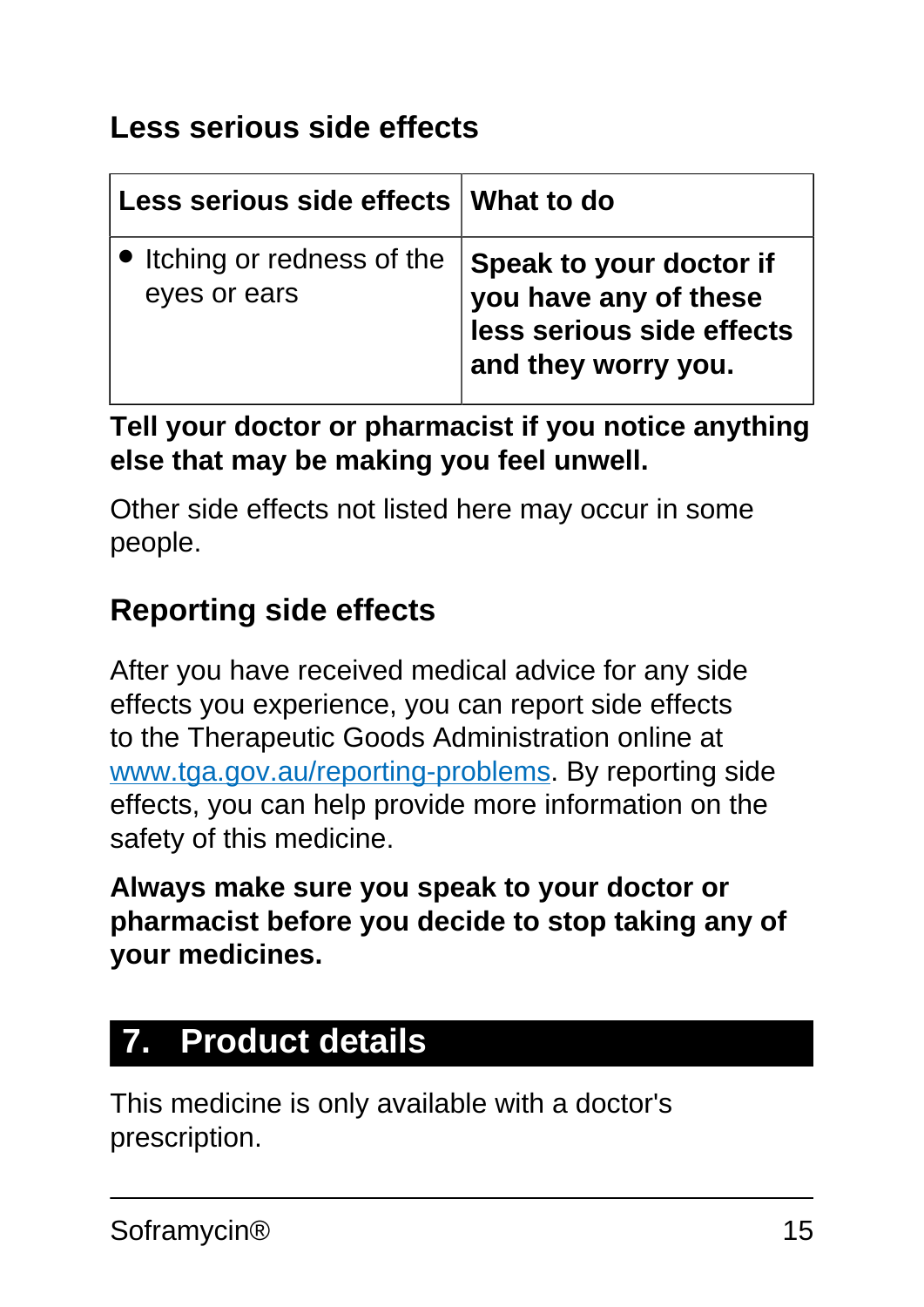### Less serious side effects

| Less serious side effects | What to do |
|---|---|
| • Itching or redness of the eyes or ears | **Speak to your doctor if you have any of these less serious side effects and they worry you.** |

**Tell your doctor or pharmacist if you notice anything else that may be making you feel unwell.**

Other side effects not listed here may occur in some people.

### Reporting side effects

After you have received medical advice for any side effects you experience, you can report side effects to the Therapeutic Goods Administration online at www.tga.gov.au/reporting-problems. By reporting side effects, you can help provide more information on the safety of this medicine.

**Always make sure you speak to your doctor or pharmacist before you decide to stop taking any of your medicines.**

## 7. Product details

This medicine is only available with a doctor's prescription.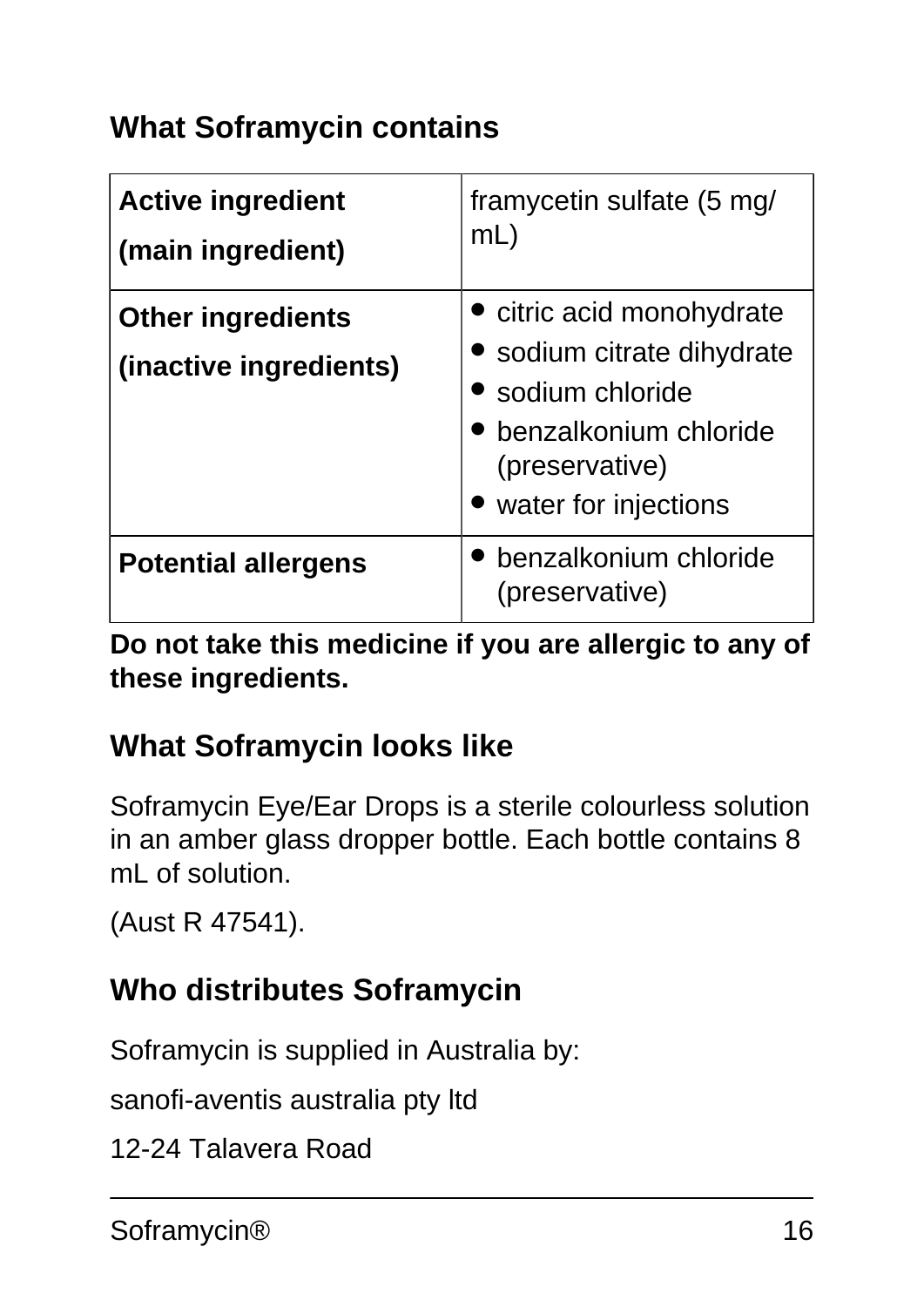## What Soframycin contains

| Active ingredient (main ingredient) | framycetin sulfate (5 mg/mL) |
|---|---|
| **Other ingredients (inactive ingredients)** | • citric acid monohydrate<br>• sodium citrate dihydrate<br>• sodium chloride<br>• benzalkonium chloride (preservative)<br>• water for injections |
| **Potential allergens** | • benzalkonium chloride (preservative) |

**Do not take this medicine if you are allergic to any of these ingredients.**

## What Soframycin looks like

Soframycin Eye/Ear Drops is a sterile colourless solution in an amber glass dropper bottle. Each bottle contains 8 mL of solution.

(Aust R 47541).

## Who distributes Soframycin

Soframycin is supplied in Australia by:

sanofi-aventis australia pty ltd

12-24 Talavera Road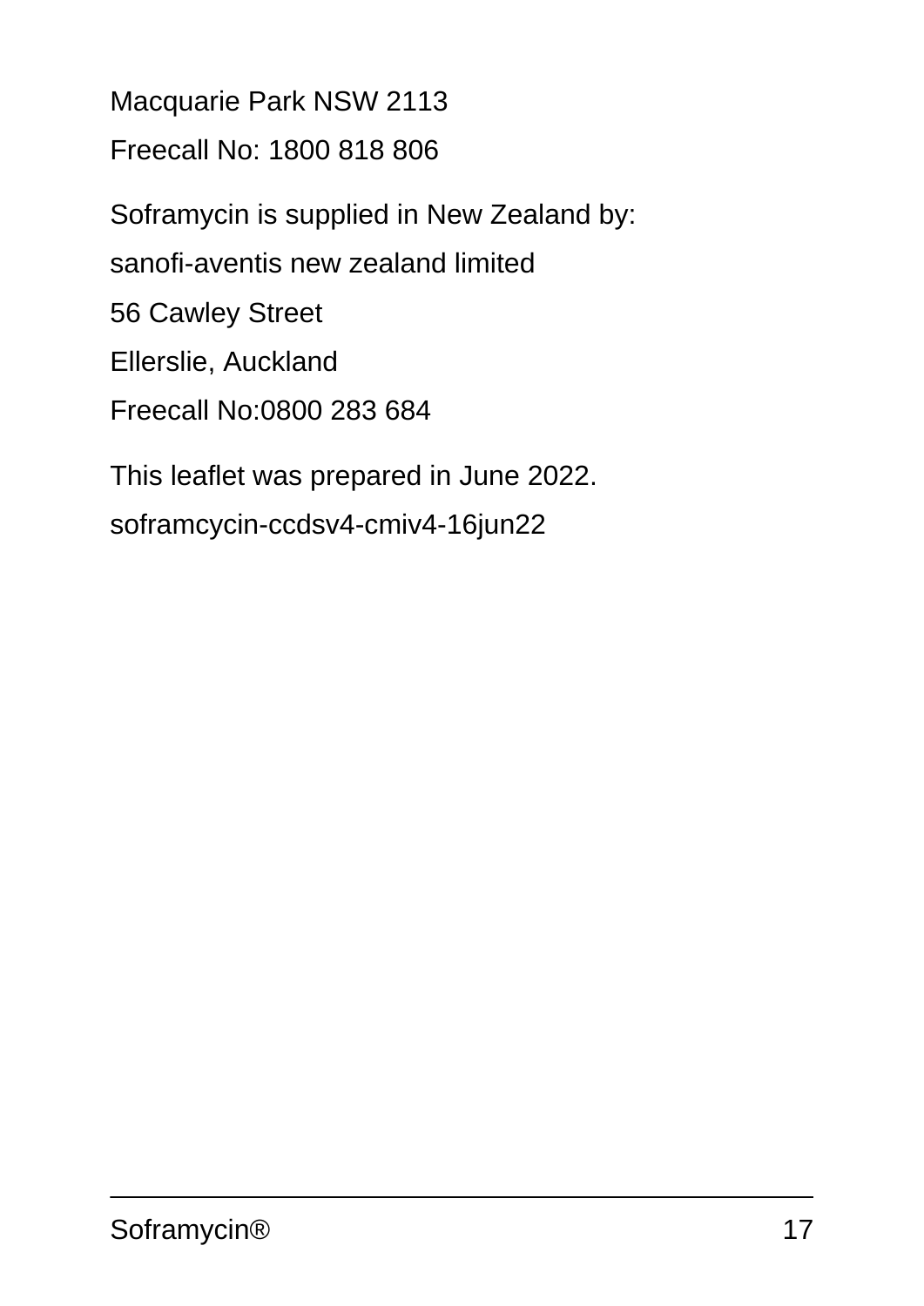Macquarie Park NSW 2113

Freecall No: 1800 818 806

Soframycin is supplied in New Zealand by:

sanofi-aventis new zealand limited

56 Cawley Street

Ellerslie, Auckland

Freecall No:0800 283 684

This leaflet was prepared in June 2022.

soframcycin-ccdsv4-cmiv4-16jun22